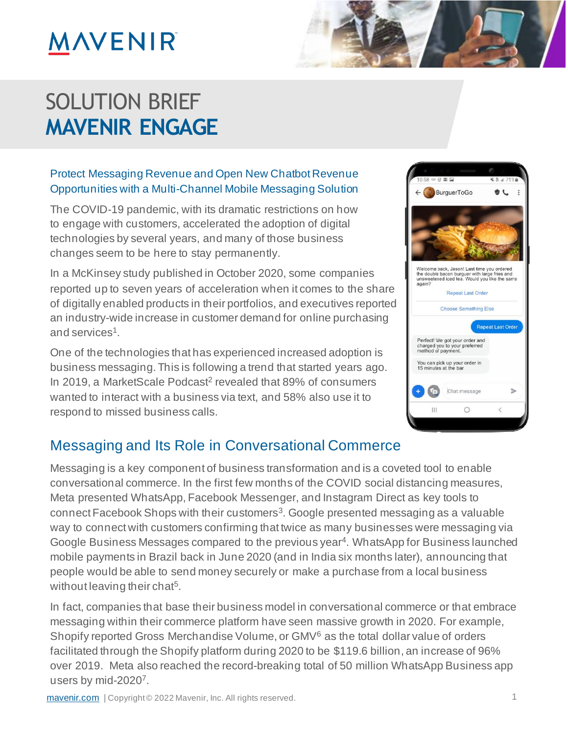# SOLUTION BRIEF
# MAVENIR ENGAGE

### Protect Messaging Revenue and Open New Chatbot Revenue Opportunities with a Multi-Channel Mobile Messaging Solution

The COVID-19 pandemic, with its dramatic restrictions on how to engage with customers, accelerated the adoption of digital technologies by several years, and many of those business changes seem to be here to stay permanently.

In a McKinsey study published in October 2020, some companies reported up to seven years of acceleration when it comes to the share of digitally enabled products in their portfolios, and executives reported an industry-wide increase in customer demand for online purchasing and services[1].

One of the technologies that has experienced increased adoption is business messaging. This is following a trend that started years ago. In 2019, a MarketScale Podcast[2] revealed that 89% of consumers wanted to interact with a business via text, and 58% also use it to respond to missed business calls.

## Messaging and Its Role in Conversational Commerce

Messaging is a key component of business transformation and is a coveted tool to enable conversational commerce. In the first few months of the COVID social distancing measures, Meta presented WhatsApp, Facebook Messenger, and Instagram Direct as key tools to connect Facebook Shops with their customers[3]. Google presented messaging as a valuable way to connect with customers confirming that twice as many businesses were messaging via Google Business Messages compared to the previous year[4]. WhatsApp for Business launched mobile payments in Brazil back in June 2020 (and in India six months later), announcing that people would be able to send money securely or make a purchase from a local business without leaving their chat[5].

In fact, companies that base their business model in conversational commerce or that embrace messaging within their commerce platform have seen massive growth in 2020. For example, Shopify reported Gross Merchandise Volume, or GMV[6] as the total dollar value of orders facilitated through the Shopify platform during 2020 to be $119.6 billion, an increase of 96% over 2019. Meta also reached the record-breaking total of 50 million WhatsApp Business app users by mid-2020[7].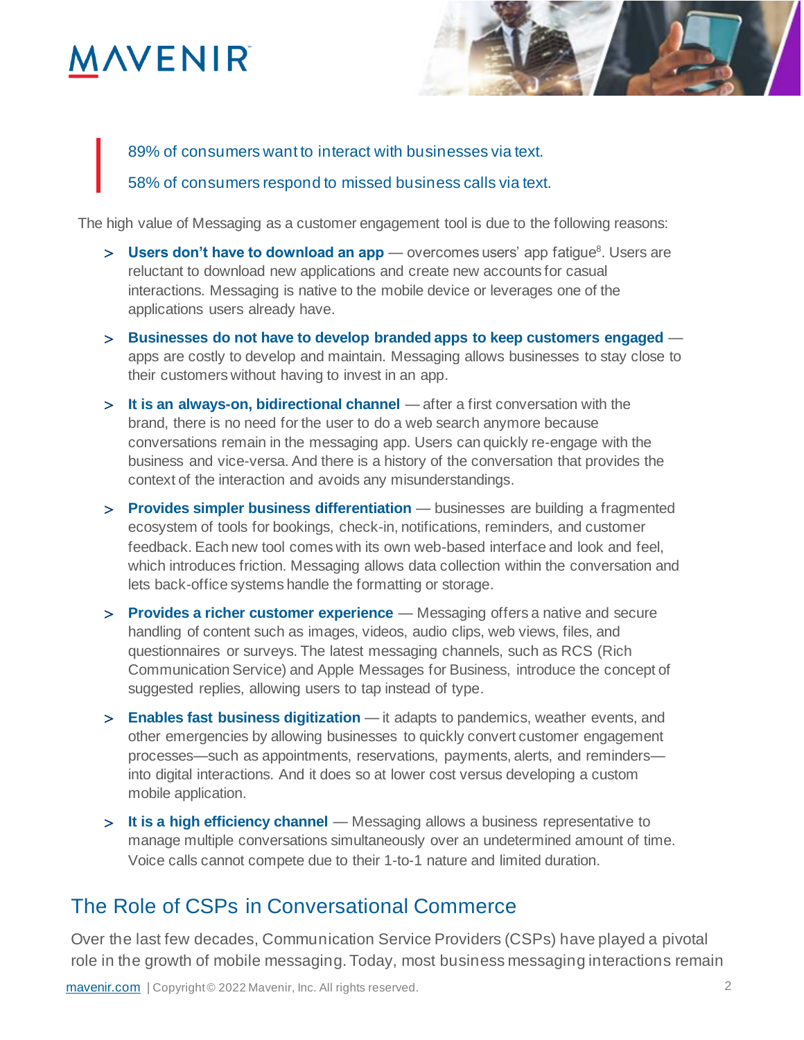> 89% of consumers want to interact with businesses via text.
>
> 58% of consumers respond to missed business calls via text.

The high value of Messaging as a customer engagement tool is due to the following reasons:

- **Users don't have to download an app** — overcomes users' app fatigue[8]. Users are reluctant to download new applications and create new accounts for casual interactions. Messaging is native to the mobile device or leverages one of the applications users already have.
- **Businesses do not have to develop branded apps to keep customers engaged** — apps are costly to develop and maintain. Messaging allows businesses to stay close to their customers without having to invest in an app.
- **It is an always-on, bidirectional channel** — after a first conversation with the brand, there is no need for the user to do a web search anymore because conversations remain in the messaging app. Users can quickly re-engage with the business and vice-versa. And there is a history of the conversation that provides the context of the interaction and avoids any misunderstandings.
- **Provides simpler business differentiation** — businesses are building a fragmented ecosystem of tools for bookings, check-in, notifications, reminders, and customer feedback. Each new tool comes with its own web-based interface and look and feel, which introduces friction. Messaging allows data collection within the conversation and lets back-office systems handle the formatting or storage.
- **Provides a richer customer experience** — Messaging offers a native and secure handling of content such as images, videos, audio clips, web views, files, and questionnaires or surveys. The latest messaging channels, such as RCS (Rich Communication Service) and Apple Messages for Business, introduce the concept of suggested replies, allowing users to tap instead of type.
- **Enables fast business digitization** — it adapts to pandemics, weather events, and other emergencies by allowing businesses to quickly convert customer engagement processes—such as appointments, reservations, payments, alerts, and reminders—into digital interactions. And it does so at lower cost versus developing a custom mobile application.
- **It is a high efficiency channel** — Messaging allows a business representative to manage multiple conversations simultaneously over an undetermined amount of time. Voice calls cannot compete due to their 1-to-1 nature and limited duration.

## The Role of CSPs in Conversational Commerce

Over the last few decades, Communication Service Providers (CSPs) have played a pivotal role in the growth of mobile messaging. Today, most business messaging interactions remain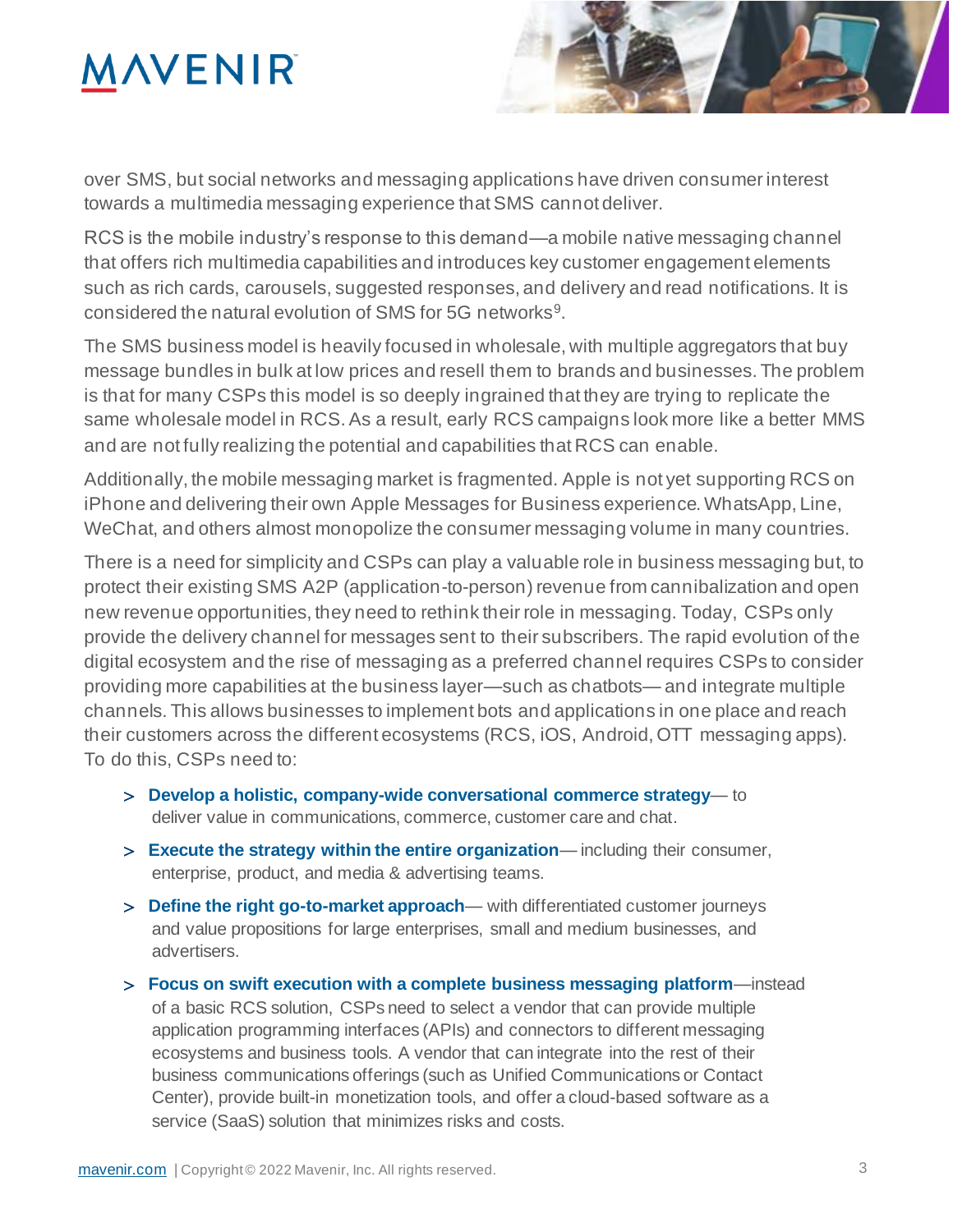over SMS, but social networks and messaging applications have driven consumer interest towards a multimedia messaging experience that SMS cannot deliver.

RCS is the mobile industry's response to this demand—a mobile native messaging channel that offers rich multimedia capabilities and introduces key customer engagement elements such as rich cards, carousels, suggested responses, and delivery and read notifications. It is considered the natural evolution of SMS for 5G networks[9].

The SMS business model is heavily focused in wholesale, with multiple aggregators that buy message bundles in bulk at low prices and resell them to brands and businesses. The problem is that for many CSPs this model is so deeply ingrained that they are trying to replicate the same wholesale model in RCS. As a result, early RCS campaigns look more like a better MMS and are not fully realizing the potential and capabilities that RCS can enable.

Additionally, the mobile messaging market is fragmented. Apple is not yet supporting RCS on iPhone and delivering their own Apple Messages for Business experience. WhatsApp, Line, WeChat, and others almost monopolize the consumer messaging volume in many countries.

There is a need for simplicity and CSPs can play a valuable role in business messaging but, to protect their existing SMS A2P (application-to-person) revenue from cannibalization and open new revenue opportunities, they need to rethink their role in messaging. Today, CSPs only provide the delivery channel for messages sent to their subscribers. The rapid evolution of the digital ecosystem and the rise of messaging as a preferred channel requires CSPs to consider providing more capabilities at the business layer—such as chatbots— and integrate multiple channels. This allows businesses to implement bots and applications in one place and reach their customers across the different ecosystems (RCS, iOS, Android, OTT messaging apps). To do this, CSPs need to:

- **Develop a holistic, company-wide conversational commerce strategy**— to deliver value in communications, commerce, customer care and chat.
- **Execute the strategy within the entire organization**— including their consumer, enterprise, product, and media & advertising teams.
- **Define the right go-to-market approach**— with differentiated customer journeys and value propositions for large enterprises, small and medium businesses, and advertisers.
- **Focus on swift execution with a complete business messaging platform**—instead of a basic RCS solution, CSPs need to select a vendor that can provide multiple application programming interfaces (APIs) and connectors to different messaging ecosystems and business tools. A vendor that can integrate into the rest of their business communications offerings (such as Unified Communications or Contact Center), provide built-in monetization tools, and offer a cloud-based software as a service (SaaS) solution that minimizes risks and costs.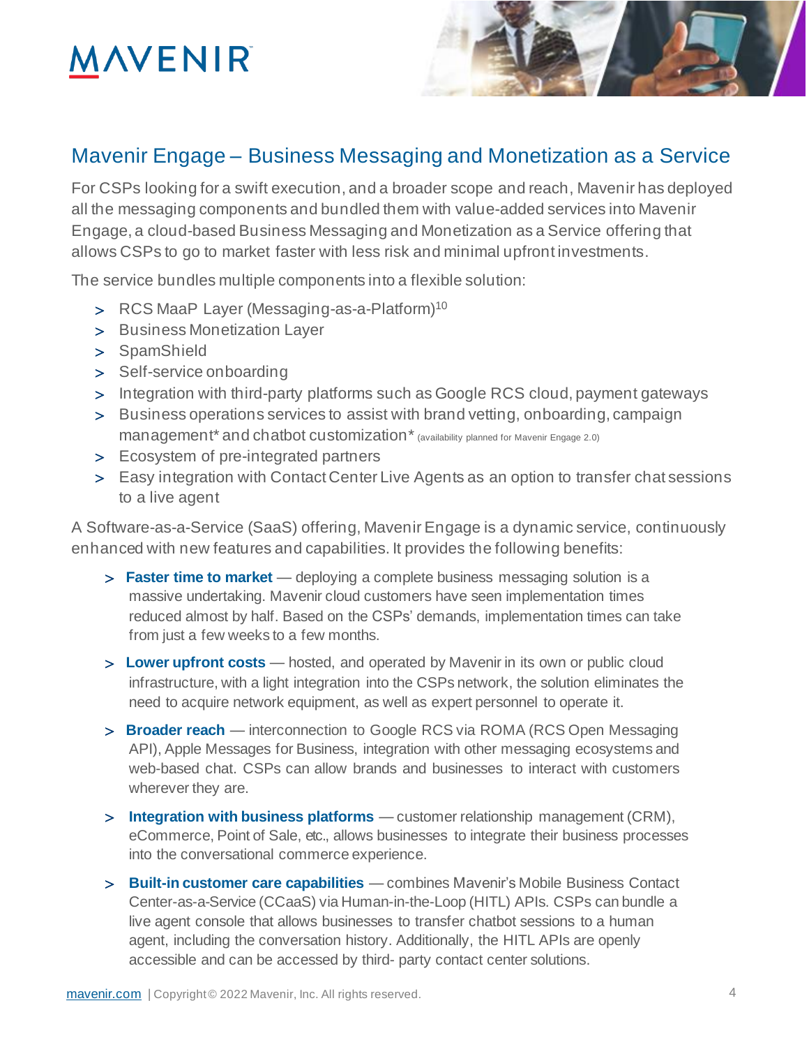## Mavenir Engage – Business Messaging and Monetization as a Service

For CSPs looking for a swift execution, and a broader scope and reach, Mavenir has deployed all the messaging components and bundled them with value-added services into Mavenir Engage, a cloud-based Business Messaging and Monetization as a Service offering that allows CSPs to go to market faster with less risk and minimal upfront investments.

The service bundles multiple components into a flexible solution:

- RCS MaaP Layer (Messaging-as-a-Platform)[10]
- Business Monetization Layer
- SpamShield
- Self-service onboarding
- Integration with third-party platforms such as Google RCS cloud, payment gateways
- Business operations services to assist with brand vetting, onboarding, campaign management* and chatbot customization* (availability planned for Mavenir Engage 2.0)
- Ecosystem of pre-integrated partners
- Easy integration with Contact Center Live Agents as an option to transfer chat sessions to a live agent

A Software-as-a-Service (SaaS) offering, Mavenir Engage is a dynamic service, continuously enhanced with new features and capabilities. It provides the following benefits:

- **Faster time to market** — deploying a complete business messaging solution is a massive undertaking. Mavenir cloud customers have seen implementation times reduced almost by half. Based on the CSPs' demands, implementation times can take from just a few weeks to a few months.
- **Lower upfront costs** — hosted, and operated by Mavenir in its own or public cloud infrastructure, with a light integration into the CSPs network, the solution eliminates the need to acquire network equipment, as well as expert personnel to operate it.
- **Broader reach** — interconnection to Google RCS via ROMA (RCS Open Messaging API), Apple Messages for Business, integration with other messaging ecosystems and web-based chat. CSPs can allow brands and businesses to interact with customers wherever they are.
- **Integration with business platforms** — customer relationship management (CRM), eCommerce, Point of Sale, etc., allows businesses to integrate their business processes into the conversational commerce experience.
- **Built-in customer care capabilities** — combines Mavenir's Mobile Business Contact Center-as-a-Service (CCaaS) via Human-in-the-Loop (HITL) APIs. CSPs can bundle a live agent console that allows businesses to transfer chatbot sessions to a human agent, including the conversation history. Additionally, the HITL APIs are openly accessible and can be accessed by third- party contact center solutions.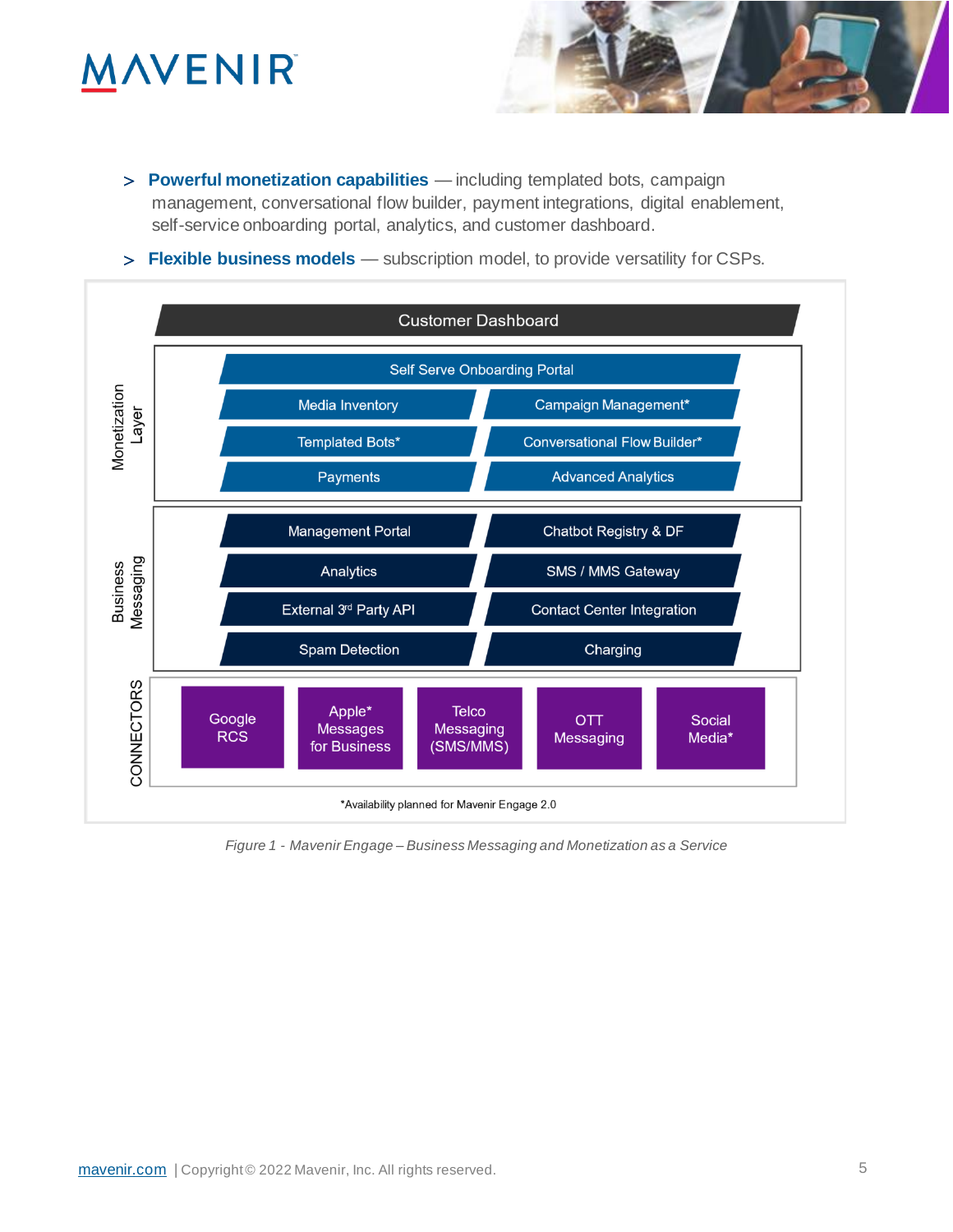> **Powerful monetization capabilities** — including templated bots, campaign management, conversational flow builder, payment integrations, digital enablement, self-service onboarding portal, analytics, and customer dashboard.

> **Flexible business models** — subscription model, to provide versatility for CSPs.

**Customer Dashboard**

**Monetization Layer**

- Self Serve Onboarding Portal
- Media Inventory
- Campaign Management*
- Templated Bots*
- Conversational Flow Builder*
- Payments
- Advanced Analytics

**Business Messaging**

- Management Portal
- Chatbot Registry & DF
- Analytics
- SMS / MMS Gateway
- External 3rd Party API
- Contact Center Integration
- Spam Detection
- Charging

**CONNECTORS**

- Google RCS
- Apple* Messages for Business
- Telco Messaging (SMS/MMS)
- OTT Messaging
- Social Media*

*Availability planned for Mavenir Engage 2.0

*Figure 1 - Mavenir Engage – Business Messaging and Monetization as a Service*

mavenir.com | Copyright © 2022 Mavenir, Inc. All rights reserved.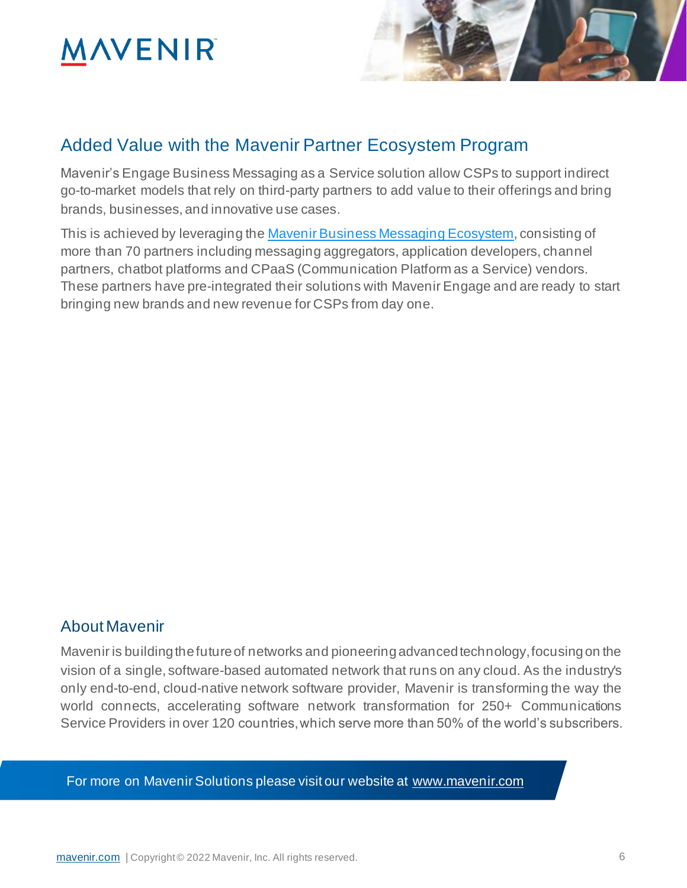## Added Value with the Mavenir Partner Ecosystem Program

Mavenir's Engage Business Messaging as a Service solution allow CSPs to support indirect go-to-market models that rely on third-party partners to add value to their offerings and bring brands, businesses, and innovative use cases.

This is achieved by leveraging the [Mavenir Business Messaging Ecosystem](), consisting of more than 70 partners including messaging aggregators, application developers, channel partners, chatbot platforms and CPaaS (Communication Platform as a Service) vendors. These partners have pre-integrated their solutions with Mavenir Engage and are ready to start bringing new brands and new revenue for CSPs from day one.

## About Mavenir

Mavenir is building the future of networks and pioneering advanced technology, focusing on the vision of a single, software-based automated network that runs on any cloud. As the industry's only end-to-end, cloud-native network software provider, Mavenir is transforming the way the world connects, accelerating software network transformation for 250+ Communications Service Providers in over 120 countries, which serve more than 50% of the world's subscribers.

For more on Mavenir Solutions please visit our website at [www.mavenir.com](www.mavenir.com)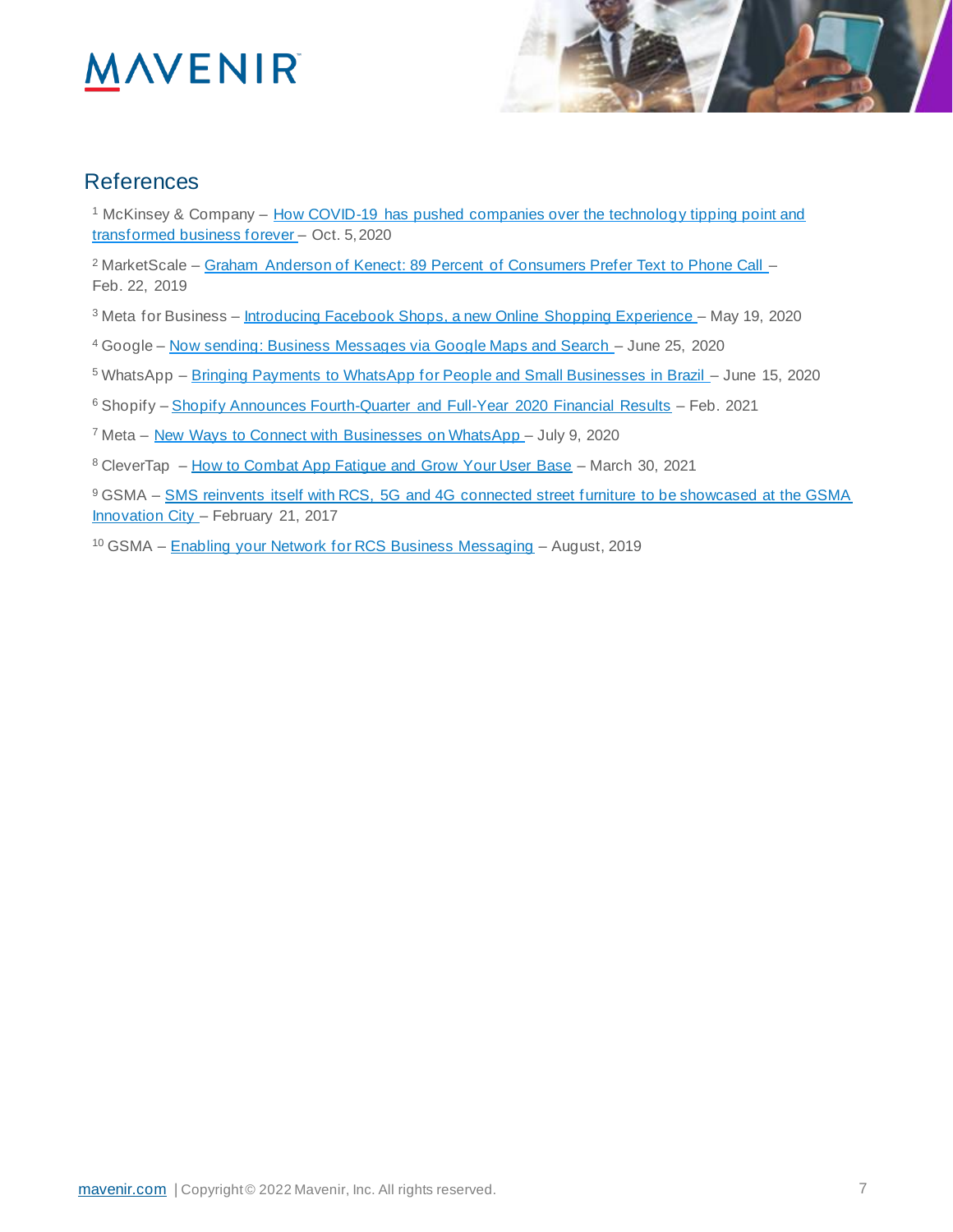## References

[1] McKinsey & Company – How COVID-19 has pushed companies over the technology tipping point and transformed business forever – Oct. 5, 2020

[2] MarketScale – Graham Anderson of Kenect: 89 Percent of Consumers Prefer Text to Phone Call – Feb. 22, 2019

[3] Meta for Business – Introducing Facebook Shops, a new Online Shopping Experience – May 19, 2020

[4] Google – Now sending: Business Messages via Google Maps and Search – June 25, 2020

[5] WhatsApp – Bringing Payments to WhatsApp for People and Small Businesses in Brazil – June 15, 2020

[6] Shopify – Shopify Announces Fourth-Quarter and Full-Year 2020 Financial Results – Feb. 2021

[7] Meta – New Ways to Connect with Businesses on WhatsApp – July 9, 2020

[8] CleverTap – How to Combat App Fatigue and Grow Your User Base – March 30, 2021

[9] GSMA – SMS reinvents itself with RCS, 5G and 4G connected street furniture to be showcased at the GSMA Innovation City – February 21, 2017

[10] GSMA – Enabling your Network for RCS Business Messaging – August, 2019